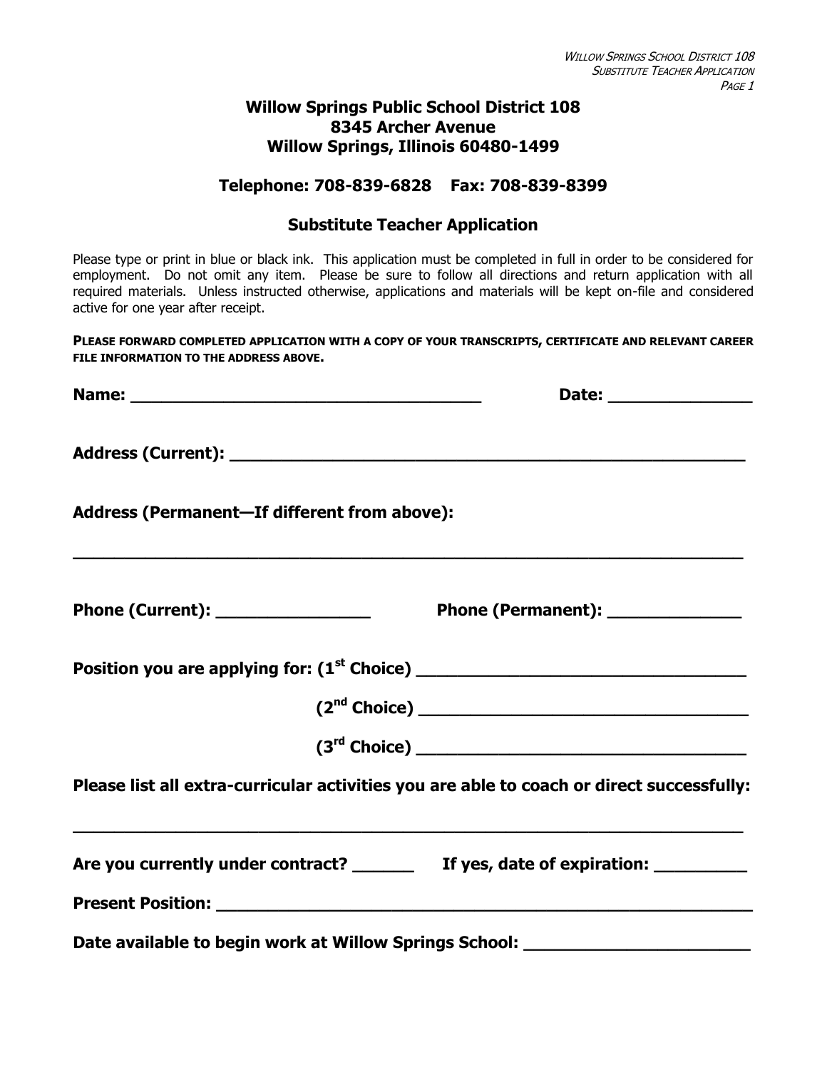# Willow Springs Public School District 108
## 8345 Archer Avenue
## Willow Springs, Illinois 60480-1499

### Telephone: 708-839-6828    Fax: 708-839-8399

### Substitute Teacher Application

Please type or print in blue or black ink. This application must be completed in full in order to be considered for employment. Do not omit any item. Please be sure to follow all directions and return application with all required materials. Unless instructed otherwise, applications and materials will be kept on-file and considered active for one year after receipt.

**PLEASE FORWARD COMPLETED APPLICATION WITH A COPY OF YOUR TRANSCRIPTS, CERTIFICATE AND RELEVANT CAREER FILE INFORMATION TO THE ADDRESS ABOVE.**

**Name:** ___________________________________ **Date:** _______________

**Address (Current):** ______________________________________________________

**Address (Permanent—If different from above):**

______________________________________________________________________

**Phone (Current):** _______________ **Phone (Permanent):** _____________

**Position you are applying for: (1st Choice)** _________________________________

**(2nd Choice)** _________________________________

**(3rd Choice)** _________________________________

**Please list all extra-curricular activities you are able to coach or direct successfully:**

______________________________________________________________________

**Are you currently under contract?** ______ **If yes, date of expiration:** _________

**Present Position:** ________________________________________________________

**Date available to begin work at Willow Springs School:** ______________________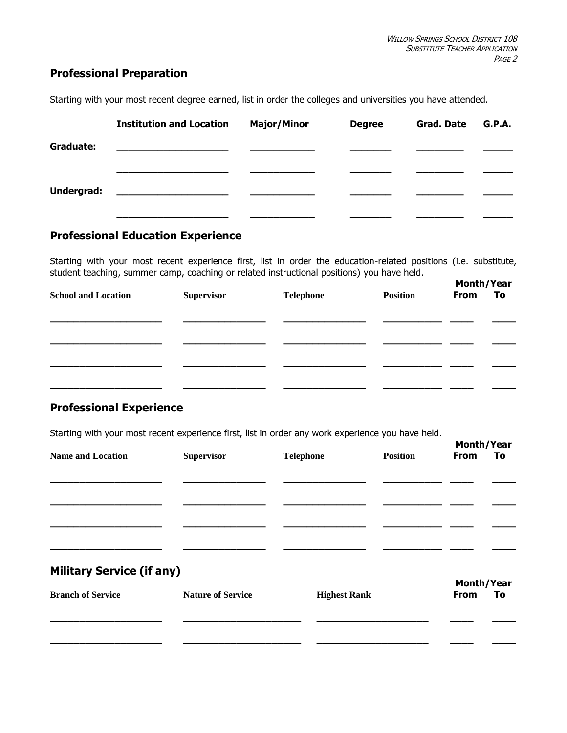## Professional Preparation

Starting with your most recent degree earned, list in order the colleges and universities you have attended.

| | Institution and Location | Major/Minor | Degree | Grad. Date | G.P.A. |
|---|---|---|---|---|---|
| **Graduate:** | | | | | |
| | | | | | |
| **Undergrad:** | | | | | |
| | | | | | |

## Professional Education Experience

Starting with your most recent experience first, list in order the education-related positions (i.e. substitute, student teaching, summer camp, coaching or related instructional positions) you have held.

| School and Location | Supervisor | Telephone | Position | Month/Year From | To |
|---|---|---|---|---|---|
| | | | | | |
| | | | | | |
| | | | | | |
| | | | | | |

## Professional Experience

Starting with your most recent experience first, list in order any work experience you have held.

| Name and Location | Supervisor | Telephone | Position | Month/Year From | To |
|---|---|---|---|---|---|
| | | | | | |
| | | | | | |
| | | | | | |
| | | | | | |

## Military Service (if any)

| Branch of Service | Nature of Service | Highest Rank | Month/Year From | To |
|---|---|---|---|---|
| | | | | |
| | | | | |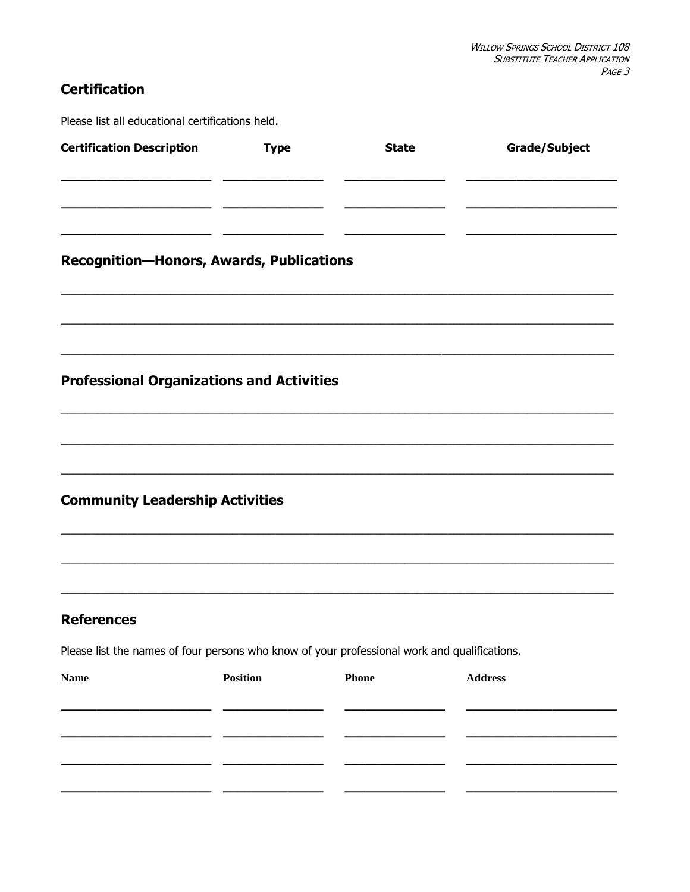## Certification

Please list all educational certifications held.

| Certification Description | Type | State | Grade/Subject |
| --- | --- | --- | --- |
| | | | |
| | | | |
| | | | |

## Recognition—Honors, Awards, Publications

\_\_\_\_\_\_\_\_\_\_\_\_\_\_\_\_\_\_\_\_\_\_\_\_\_\_\_\_\_\_\_\_\_\_\_\_\_\_\_\_\_\_\_\_\_\_\_\_\_\_\_\_\_\_\_\_\_\_\_\_\_\_\_\_\_\_\_\_\_\_\_\_\_\_\_\_\_\_

\_\_\_\_\_\_\_\_\_\_\_\_\_\_\_\_\_\_\_\_\_\_\_\_\_\_\_\_\_\_\_\_\_\_\_\_\_\_\_\_\_\_\_\_\_\_\_\_\_\_\_\_\_\_\_\_\_\_\_\_\_\_\_\_\_\_\_\_\_\_\_\_\_\_\_\_\_\_

\_\_\_\_\_\_\_\_\_\_\_\_\_\_\_\_\_\_\_\_\_\_\_\_\_\_\_\_\_\_\_\_\_\_\_\_\_\_\_\_\_\_\_\_\_\_\_\_\_\_\_\_\_\_\_\_\_\_\_\_\_\_\_\_\_\_\_\_\_\_\_\_\_\_\_\_\_\_

## Professional Organizations and Activities

\_\_\_\_\_\_\_\_\_\_\_\_\_\_\_\_\_\_\_\_\_\_\_\_\_\_\_\_\_\_\_\_\_\_\_\_\_\_\_\_\_\_\_\_\_\_\_\_\_\_\_\_\_\_\_\_\_\_\_\_\_\_\_\_\_\_\_\_\_\_\_\_\_\_\_\_\_\_

\_\_\_\_\_\_\_\_\_\_\_\_\_\_\_\_\_\_\_\_\_\_\_\_\_\_\_\_\_\_\_\_\_\_\_\_\_\_\_\_\_\_\_\_\_\_\_\_\_\_\_\_\_\_\_\_\_\_\_\_\_\_\_\_\_\_\_\_\_\_\_\_\_\_\_\_\_\_

\_\_\_\_\_\_\_\_\_\_\_\_\_\_\_\_\_\_\_\_\_\_\_\_\_\_\_\_\_\_\_\_\_\_\_\_\_\_\_\_\_\_\_\_\_\_\_\_\_\_\_\_\_\_\_\_\_\_\_\_\_\_\_\_\_\_\_\_\_\_\_\_\_\_\_\_\_\_

## Community Leadership Activities

\_\_\_\_\_\_\_\_\_\_\_\_\_\_\_\_\_\_\_\_\_\_\_\_\_\_\_\_\_\_\_\_\_\_\_\_\_\_\_\_\_\_\_\_\_\_\_\_\_\_\_\_\_\_\_\_\_\_\_\_\_\_\_\_\_\_\_\_\_\_\_\_\_\_\_\_\_\_

\_\_\_\_\_\_\_\_\_\_\_\_\_\_\_\_\_\_\_\_\_\_\_\_\_\_\_\_\_\_\_\_\_\_\_\_\_\_\_\_\_\_\_\_\_\_\_\_\_\_\_\_\_\_\_\_\_\_\_\_\_\_\_\_\_\_\_\_\_\_\_\_\_\_\_\_\_\_

\_\_\_\_\_\_\_\_\_\_\_\_\_\_\_\_\_\_\_\_\_\_\_\_\_\_\_\_\_\_\_\_\_\_\_\_\_\_\_\_\_\_\_\_\_\_\_\_\_\_\_\_\_\_\_\_\_\_\_\_\_\_\_\_\_\_\_\_\_\_\_\_\_\_\_\_\_\_

## References

Please list the names of four persons who know of your professional work and qualifications.

| Name | Position | Phone | Address |
| --- | --- | --- | --- |
| | | | |
| | | | |
| | | | |
| | | | |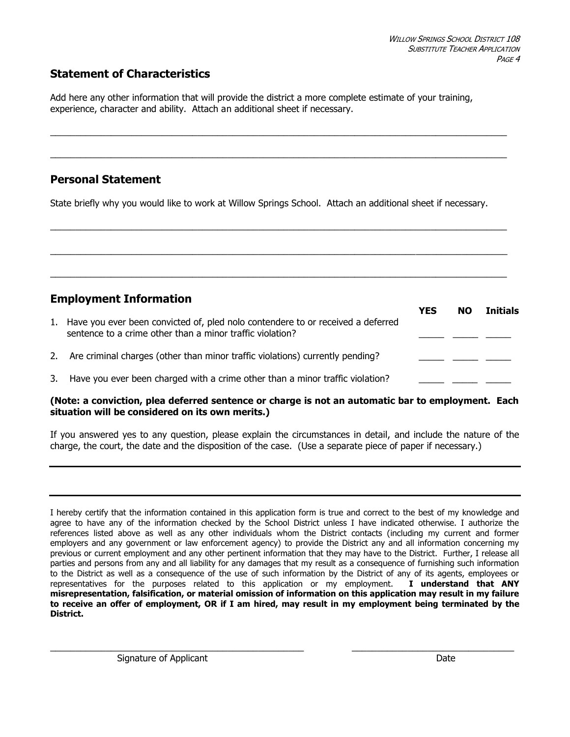## Statement of Characteristics

Add here any other information that will provide the district a more complete estimate of your training, experience, character and ability. Attach an additional sheet if necessary.

______________________________________________________________________________________

______________________________________________________________________________________

## Personal Statement

State briefly why you would like to work at Willow Springs School. Attach an additional sheet if necessary.

______________________________________________________________________________________

______________________________________________________________________________________

______________________________________________________________________________________

## Employment Information

| | YES | NO | Initials |
|---|---|---|---|
| 1. Have you ever been convicted of, pled nolo contendere to or received a deferred sentence to a crime other than a minor traffic violation? | _____ | _____ | _____ |
| 2. Are criminal charges (other than minor traffic violations) currently pending? | _____ | _____ | _____ |
| 3. Have you ever been charged with a crime other than a minor traffic violation? | _____ | _____ | _____ |

**(Note: a conviction, plea deferred sentence or charge is not an automatic bar to employment. Each situation will be considered on its own merits.)**

If you answered yes to any question, please explain the circumstances in detail, and include the nature of the charge, the court, the date and the disposition of the case. (Use a separate piece of paper if necessary.)

______________________________________________________________________________________

______________________________________________________________________________________

I hereby certify that the information contained in this application form is true and correct to the best of my knowledge and agree to have any of the information checked by the School District unless I have indicated otherwise. I authorize the references listed above as well as any other individuals whom the District contacts (including my current and former employers and any government or law enforcement agency) to provide the District any and all information concerning my previous or current employment and any other pertinent information that they may have to the District. Further, I release all parties and persons from any and all liability for any damages that my result as a consequence of furnishing such information to the District as well as a consequence of the use of such information by the District of any of its agents, employees or representatives for the purposes related to this application or my employment. **I understand that ANY misrepresentation, falsification, or material omission of information on this application may result in my failure to receive an offer of employment, OR if I am hired, may result in my employment being terminated by the District.**

_______________________________________________ ______________________________

Signature of Applicant Date